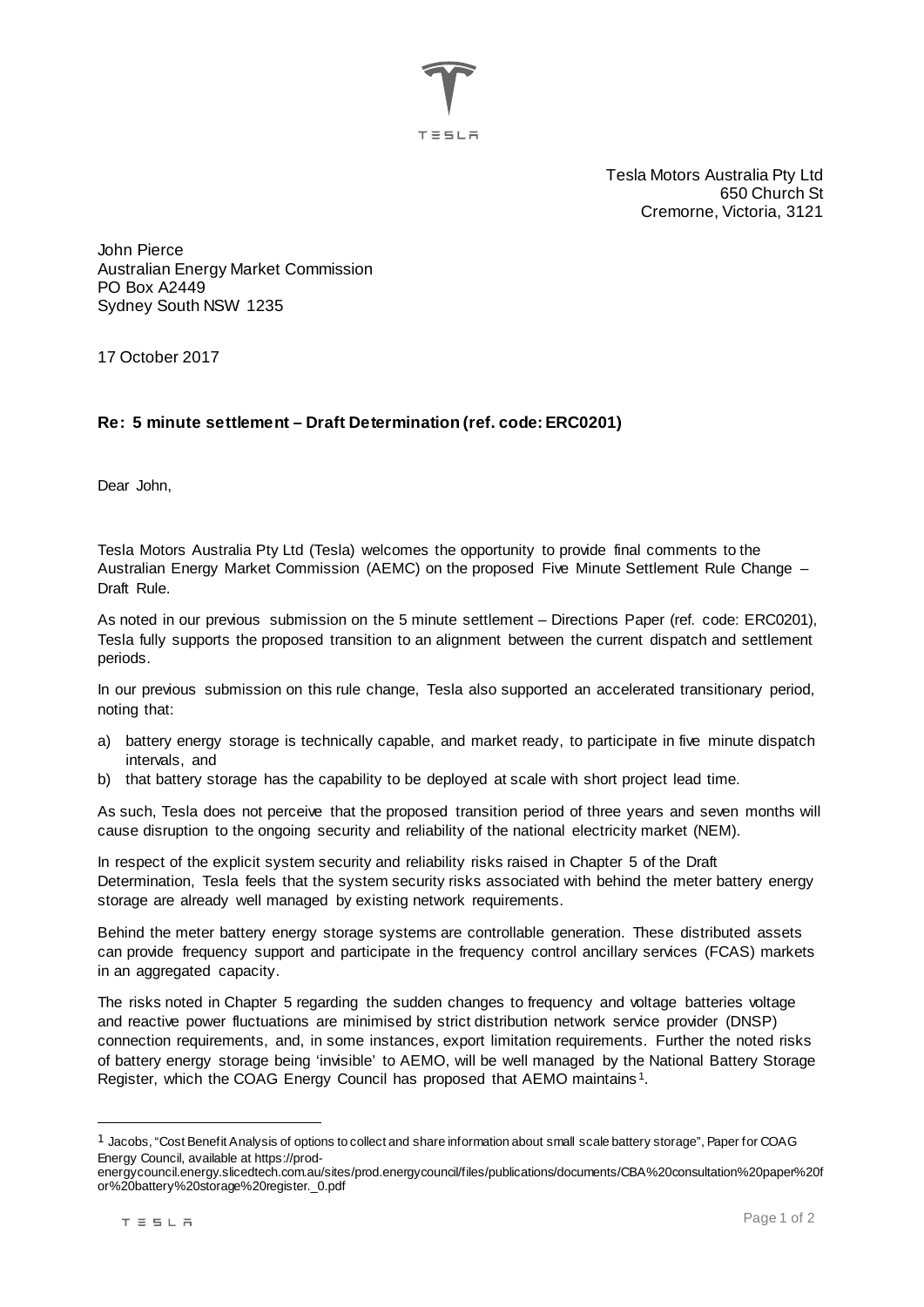Tesla Motors Australia Pty Ltd
650 Church St
Cremorne, Victoria, 3121

John Pierce
Australian Energy Market Commission
PO Box A2449
Sydney South NSW 1235

17 October 2017

**Re: 5 minute settlement – Draft Determination (ref. code: ERC0201)**

Dear John,

Tesla Motors Australia Pty Ltd (Tesla) welcomes the opportunity to provide final comments to the Australian Energy Market Commission (AEMC) on the proposed Five Minute Settlement Rule Change – Draft Rule.

As noted in our previous submission on the 5 minute settlement – Directions Paper (ref. code: ERC0201), Tesla fully supports the proposed transition to an alignment between the current dispatch and settlement periods.

In our previous submission on this rule change, Tesla also supported an accelerated transitionary period, noting that:

a) battery energy storage is technically capable, and market ready, to participate in five minute dispatch intervals, and
b) that battery storage has the capability to be deployed at scale with short project lead time.

As such, Tesla does not perceive that the proposed transition period of three years and seven months will cause disruption to the ongoing security and reliability of the national electricity market (NEM).

In respect of the explicit system security and reliability risks raised in Chapter 5 of the Draft Determination, Tesla feels that the system security risks associated with behind the meter battery energy storage are already well managed by existing network requirements.

Behind the meter battery energy storage systems are controllable generation. These distributed assets can provide frequency support and participate in the frequency control ancillary services (FCAS) markets in an aggregated capacity.

The risks noted in Chapter 5 regarding the sudden changes to frequency and voltage batteries voltage and reactive power fluctuations are minimised by strict distribution network service provider (DNSP) connection requirements, and, in some instances, export limitation requirements. Further the noted risks of battery energy storage being 'invisible' to AEMO, will be well managed by the National Battery Storage Register, which the COAG Energy Council has proposed that AEMO maintains[1].

---

[1] Jacobs, "Cost Benefit Analysis of options to collect and share information about small scale battery storage", Paper for COAG Energy Council, available at https://prod-energycouncil.energy.slicedtech.com.au/sites/prod.energycouncil/files/publications/documents/CBA%20consultation%20paper%20for%20battery%20storage%20register._0.pdf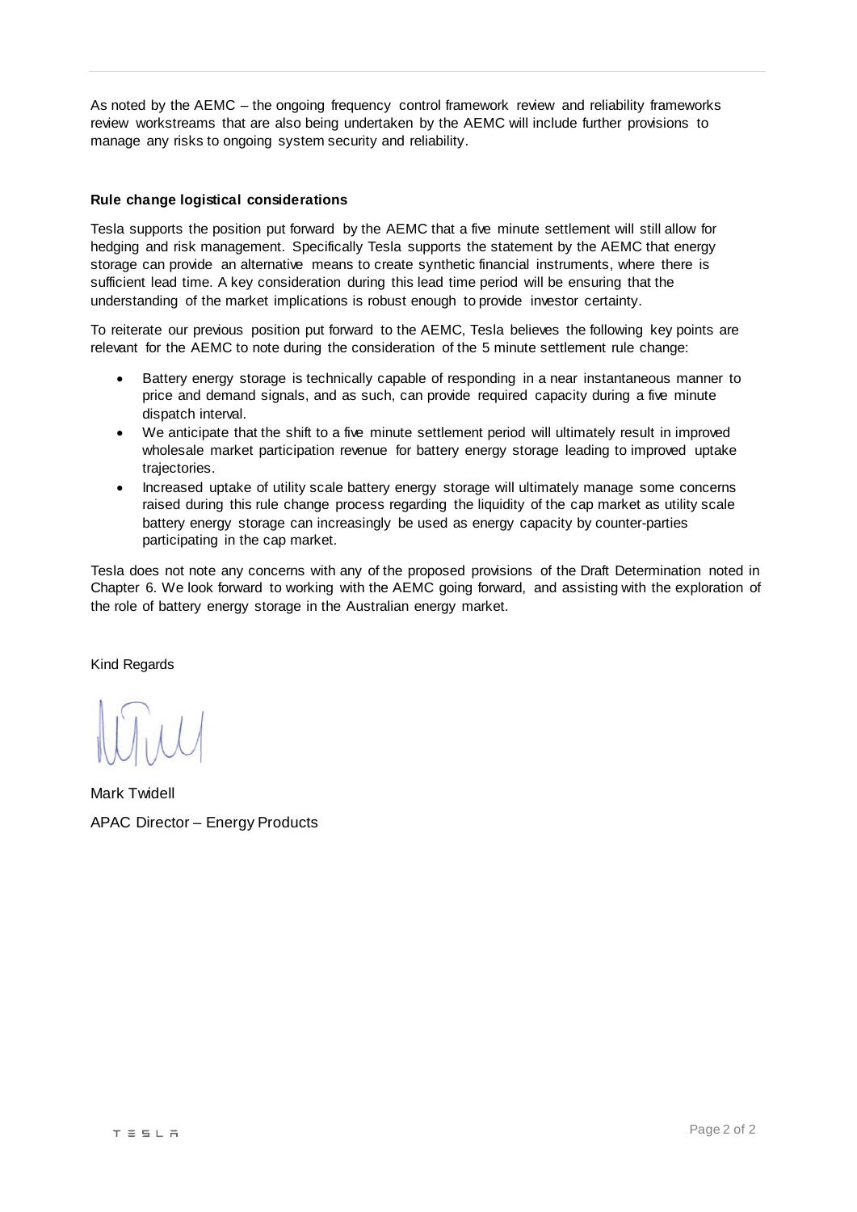As noted by the AEMC – the ongoing frequency control framework review and reliability frameworks review workstreams that are also being undertaken by the AEMC will include further provisions to manage any risks to ongoing system security and reliability.

**Rule change logistical considerations**

Tesla supports the position put forward by the AEMC that a five minute settlement will still allow for hedging and risk management. Specifically Tesla supports the statement by the AEMC that energy storage can provide an alternative means to create synthetic financial instruments, where there is sufficient lead time. A key consideration during this lead time period will be ensuring that the understanding of the market implications is robust enough to provide investor certainty.

To reiterate our previous position put forward to the AEMC, Tesla believes the following key points are relevant for the AEMC to note during the consideration of the 5 minute settlement rule change:

- Battery energy storage is technically capable of responding in a near instantaneous manner to price and demand signals, and as such, can provide required capacity during a five minute dispatch interval.
- We anticipate that the shift to a five minute settlement period will ultimately result in improved wholesale market participation revenue for battery energy storage leading to improved uptake trajectories.
- Increased uptake of utility scale battery energy storage will ultimately manage some concerns raised during this rule change process regarding the liquidity of the cap market as utility scale battery energy storage can increasingly be used as energy capacity by counter-parties participating in the cap market.

Tesla does not note any concerns with any of the proposed provisions of the Draft Determination noted in Chapter 6. We look forward to working with the AEMC going forward, and assisting with the exploration of the role of battery energy storage in the Australian energy market.

Kind Regards

Mark Twidell

APAC Director – Energy Products